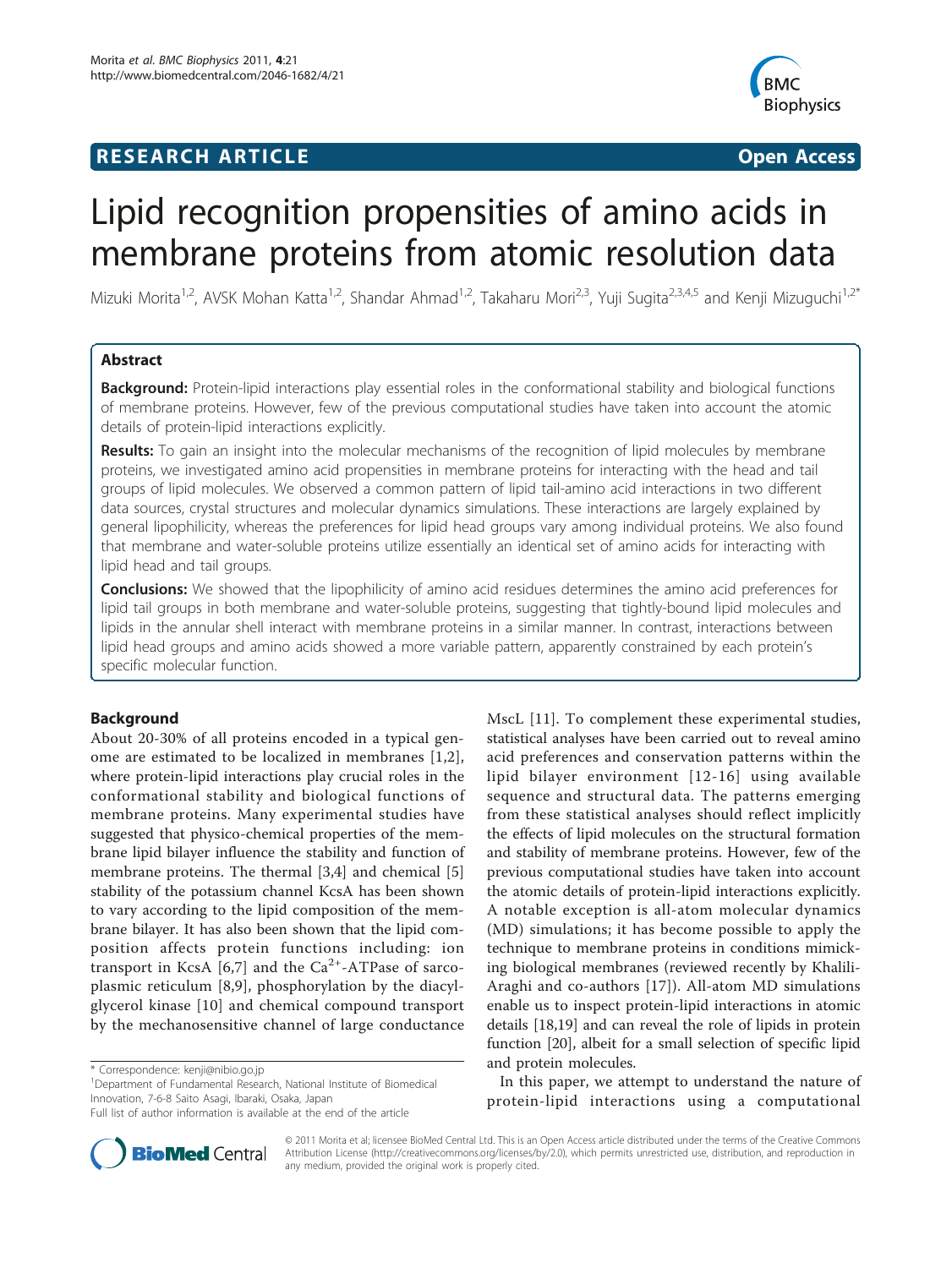RESEARCH ARTICLE Open Access

# Lipid recognition propensities of amino acids in membrane proteins from atomic resolution data

Mizuki Morita[1,2], AVSK Mohan Katta[1,2], Shandar Ahmad[1,2], Takaharu Mori[2,3], Yuji Sugita[2,3,4,5] and Kenji Mizuguchi[1,2*]

## Abstract

**Background:** Protein-lipid interactions play essential roles in the conformational stability and biological functions of membrane proteins. However, few of the previous computational studies have taken into account the atomic details of protein-lipid interactions explicitly.

**Results:** To gain an insight into the molecular mechanisms of the recognition of lipid molecules by membrane proteins, we investigated amino acid propensities in membrane proteins for interacting with the head and tail groups of lipid molecules. We observed a common pattern of lipid tail-amino acid interactions in two different data sources, crystal structures and molecular dynamics simulations. These interactions are largely explained by general lipophilicity, whereas the preferences for lipid head groups vary among individual proteins. We also found that membrane and water-soluble proteins utilize essentially an identical set of amino acids for interacting with lipid head and tail groups.

**Conclusions:** We showed that the lipophilicity of amino acid residues determines the amino acid preferences for lipid tail groups in both membrane and water-soluble proteins, suggesting that tightly-bound lipid molecules and lipids in the annular shell interact with membrane proteins in a similar manner. In contrast, interactions between lipid head groups and amino acids showed a more variable pattern, apparently constrained by each protein's specific molecular function.

## Background

About 20-30% of all proteins encoded in a typical genome are estimated to be localized in membranes [1,2], where protein-lipid interactions play crucial roles in the conformational stability and biological functions of membrane proteins. Many experimental studies have suggested that physico-chemical properties of the membrane lipid bilayer influence the stability and function of membrane proteins. The thermal [3,4] and chemical [5] stability of the potassium channel KcsA has been shown to vary according to the lipid composition of the membrane bilayer. It has also been shown that the lipid composition affects protein functions including: ion transport in KcsA [6,7] and the $Ca^{2+}$-ATPase of sarcoplasmic reticulum [8,9], phosphorylation by the diacylglycerol kinase [10] and chemical compound transport by the mechanosensitive channel of large conductance MscL [11]. To complement these experimental studies, statistical analyses have been carried out to reveal amino acid preferences and conservation patterns within the lipid bilayer environment [12-16] using available sequence and structural data. The patterns emerging from these statistical analyses should reflect implicitly the effects of lipid molecules on the structural formation and stability of membrane proteins. However, few of the previous computational studies have taken into account the atomic details of protein-lipid interactions explicitly. A notable exception is all-atom molecular dynamics (MD) simulations; it has become possible to apply the technique to membrane proteins in conditions mimicking biological membranes (reviewed recently by Khalili-Araghi and co-authors [17]). All-atom MD simulations enable us to inspect protein-lipid interactions in atomic details [18,19] and can reveal the role of lipids in protein function [20], albeit for a small selection of specific lipid and protein molecules.

In this paper, we attempt to understand the nature of protein-lipid interactions using a computational

\* Correspondence: kenji@nibio.go.jp
[1]Department of Fundamental Research, National Institute of Biomedical Innovation, 7-6-8 Saito Asagi, Ibaraki, Osaka, Japan
Full list of author information is available at the end of the article

© 2011 Morita et al; licensee BioMed Central Ltd. This is an Open Access article distributed under the terms of the Creative Commons Attribution License (http://creativecommons.org/licenses/by/2.0), which permits unrestricted use, distribution, and reproduction in any medium, provided the original work is properly cited.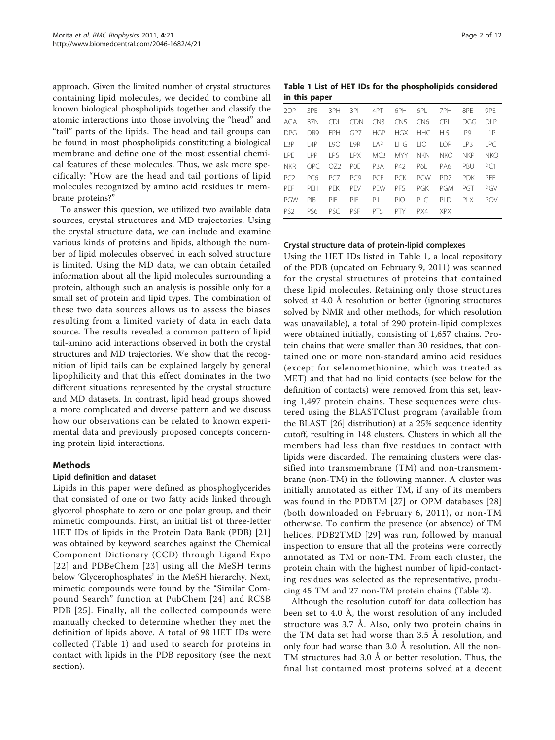approach. Given the limited number of crystal structures containing lipid molecules, we decided to combine all known biological phospholipids together and classify the atomic interactions into those involving the "head" and "tail" parts of the lipids. The head and tail groups can be found in most phospholipids constituting a biological membrane and define one of the most essential chemical features of these molecules. Thus, we ask more specifically: "How are the head and tail portions of lipid molecules recognized by amino acid residues in membrane proteins?"

To answer this question, we utilized two available data sources, crystal structures and MD trajectories. Using the crystal structure data, we can include and examine various kinds of proteins and lipids, although the number of lipid molecules observed in each solved structure is limited. Using the MD data, we can obtain detailed information about all the lipid molecules surrounding a protein, although such an analysis is possible only for a small set of protein and lipid types. The combination of these two data sources allows us to assess the biases resulting from a limited variety of data in each data source. The results revealed a common pattern of lipid tail-amino acid interactions observed in both the crystal structures and MD trajectories. We show that the recognition of lipid tails can be explained largely by general lipophilicity and that this effect dominates in the two different situations represented by the crystal structure and MD datasets. In contrast, lipid head groups showed a more complicated and diverse pattern and we discuss how our observations can be related to known experimental data and previously proposed concepts concerning protein-lipid interactions.

## Methods

### Lipid definition and dataset

Lipids in this paper were defined as phosphoglycerides that consisted of one or two fatty acids linked through glycerol phosphate to zero or one polar group, and their mimetic compounds. First, an initial list of three-letter HET IDs of lipids in the Protein Data Bank (PDB) [21] was obtained by keyword searches against the Chemical Component Dictionary (CCD) through Ligand Expo [22] and PDBeChem [23] using all the MeSH terms below 'Glycerophosphates' in the MeSH hierarchy. Next, mimetic compounds were found by the "Similar Compound Search" function at PubChem [24] and RCSB PDB [25]. Finally, all the collected compounds were manually checked to determine whether they met the definition of lipids above. A total of 98 HET IDs were collected (Table 1) and used to search for proteins in contact with lipids in the PDB repository (see the next section).

**Table 1 List of HET IDs for the phospholipids considered in this paper**

| | | | | | | | | |
|---|---|---|---|---|---|---|---|---|
| 2DP | 3PE | 3PH | 3PI | 4PT | 6PH | 6PL | 7PH | 8PE | 9PE |
| AGA | B7N | CDL | CDN | CN3 | CN5 | CN6 | CPL | DGG | DLP |
| DPG | DR9 | EPH | GP7 | HGP | HGX | HHG | HI5 | IP9 | L1P |
| L3P | L4P | L9Q | L9R | LAP | LHG | LIO | LOP | LP3 | LPC |
| LPE | LPP | LPS | LPX | MC3 | MYY | NKN | NKO | NKP | NKQ |
| NKR | OPC | OZ2 | P0E | P3A | P42 | P6L | PA6 | PBU | PC1 |
| PC2 | PC6 | PC7 | PC9 | PCF | PCK | PCW | PD7 | PDK | PEE |
| PEF | PEH | PEK | PEV | PEW | PFS | PGK | PGM | PGT | PGV |
| PGW | PIB | PIE | PIF | PII | PIO | PLC | PLD | PLX | POV |
| PS2 | PS6 | PSC | PSF | PT5 | PTY | PX4 | XPX | | |

### Crystal structure data of protein-lipid complexes

Using the HET IDs listed in Table 1, a local repository of the PDB (updated on February 9, 2011) was scanned for the crystal structures of proteins that contained these lipid molecules. Retaining only those structures solved at 4.0 Å resolution or better (ignoring structures solved by NMR and other methods, for which resolution was unavailable), a total of 290 protein-lipid complexes were obtained initially, consisting of 1,657 chains. Protein chains that were smaller than 30 residues, that contained one or more non-standard amino acid residues (except for selenomethionine, which was treated as MET) and that had no lipid contacts (see below for the definition of contacts) were removed from this set, leaving 1,497 protein chains. These sequences were clustered using the BLASTClust program (available from the BLAST [26] distribution) at a 25% sequence identity cutoff, resulting in 148 clusters. Clusters in which all the members had less than five residues in contact with lipids were discarded. The remaining clusters were classified into transmembrane (TM) and non-transmembrane (non-TM) in the following manner. A cluster was initially annotated as either TM, if any of its members was found in the PDBTM [27] or OPM databases [28] (both downloaded on February 6, 2011), or non-TM otherwise. To confirm the presence (or absence) of TM helices, PDB2TMD [29] was run, followed by manual inspection to ensure that all the proteins were correctly annotated as TM or non-TM. From each cluster, the protein chain with the highest number of lipid-contacting residues was selected as the representative, producing 45 TM and 27 non-TM protein chains (Table 2).

Although the resolution cutoff for data collection has been set to 4.0 Å, the worst resolution of any included structure was 3.7 Å. Also, only two protein chains in the TM data set had worse than 3.5 Å resolution, and only four had worse than 3.0 Å resolution. All the non-TM structures had 3.0 Å or better resolution. Thus, the final list contained most proteins solved at a decent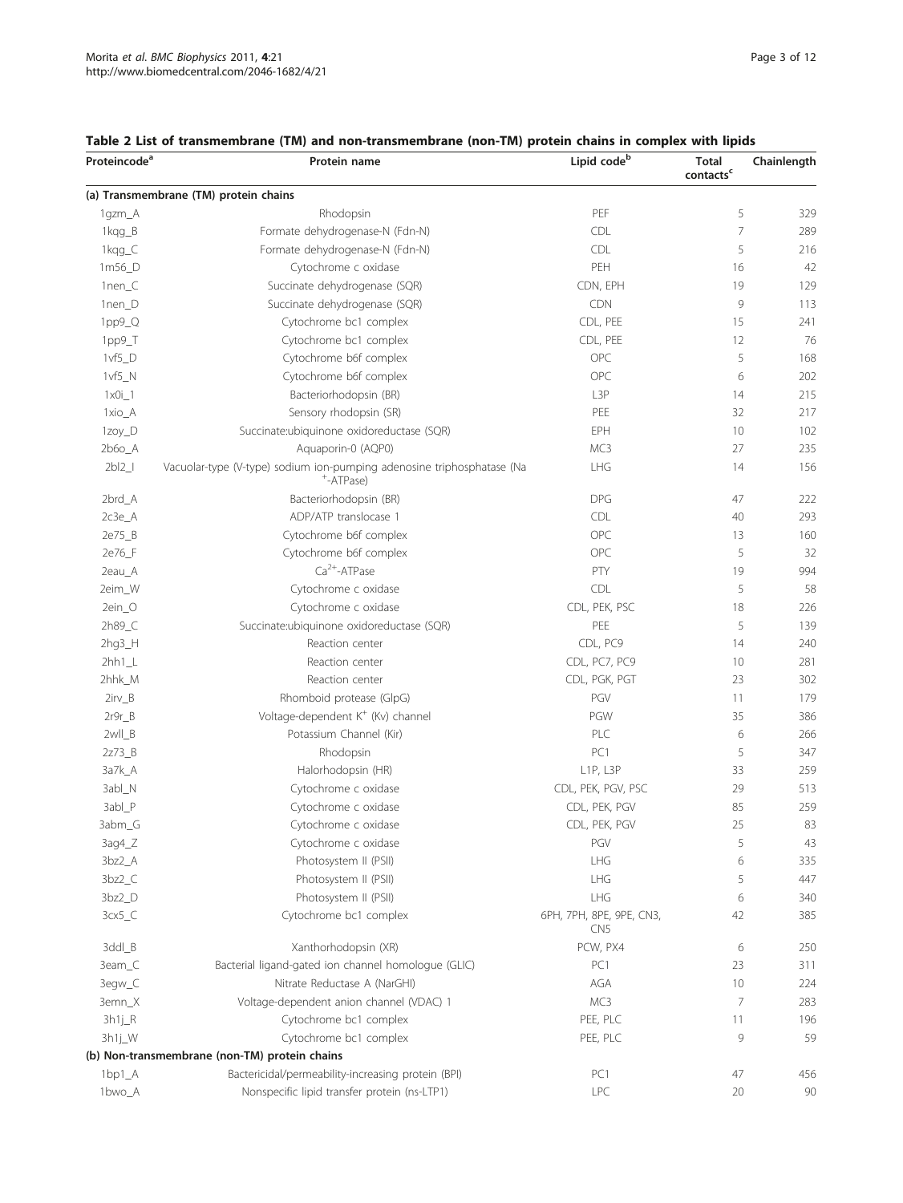**Table 2 List of transmembrane (TM) and non-transmembrane (non-TM) protein chains in complex with lipids**

| Proteincode[a] | Protein name | Lipid code[b] | Total contacts[c] | Chainlength |
|---|---|---|---|---|
| **(a) Transmembrane (TM) protein chains** | | | | |
| 1gzm_A | Rhodopsin | PEF | 5 | 329 |
| 1kqg_B | Formate dehydrogenase-N (Fdn-N) | CDL | 7 | 289 |
| 1kqg_C | Formate dehydrogenase-N (Fdn-N) | CDL | 5 | 216 |
| 1m56_D | Cytochrome c oxidase | PEH | 16 | 42 |
| 1nen_C | Succinate dehydrogenase (SQR) | CDN, EPH | 19 | 129 |
| 1nen_D | Succinate dehydrogenase (SQR) | CDN | 9 | 113 |
| 1pp9_Q | Cytochrome bc1 complex | CDL, PEE | 15 | 241 |
| 1pp9_T | Cytochrome bc1 complex | CDL, PEE | 12 | 76 |
| 1vf5_D | Cytochrome b6f complex | OPC | 5 | 168 |
| 1vf5_N | Cytochrome b6f complex | OPC | 6 | 202 |
| 1x0i_1 | Bacteriorhodopsin (BR) | L3P | 14 | 215 |
| 1xio_A | Sensory rhodopsin (SR) | PEE | 32 | 217 |
| 1zoy_D | Succinate:ubiquinone oxidoreductase (SQR) | EPH | 10 | 102 |
| 2b6o_A | Aquaporin-0 (AQP0) | MC3 | 27 | 235 |
| 2bl2_I | Vacuolar-type (V-type) sodium ion-pumping adenosine triphosphatase ($Na^{+}$-ATPase) | LHG | 14 | 156 |
| 2brd_A | Bacteriorhodopsin (BR) | DPG | 47 | 222 |
| 2c3e_A | ADP/ATP translocase 1 | CDL | 40 | 293 |
| 2e75_B | Cytochrome b6f complex | OPC | 13 | 160 |
| 2e76_F | Cytochrome b6f complex | OPC | 5 | 32 |
| 2eau_A | $Ca^{2+}$-ATPase | PTY | 19 | 994 |
| 2eim_W | Cytochrome c oxidase | CDL | 5 | 58 |
| 2ein_O | Cytochrome c oxidase | CDL, PEK, PSC | 18 | 226 |
| 2h89_C | Succinate:ubiquinone oxidoreductase (SQR) | PEE | 5 | 139 |
| 2hg3_H | Reaction center | CDL, PC9 | 14 | 240 |
| 2hh1_L | Reaction center | CDL, PC7, PC9 | 10 | 281 |
| 2hhk_M | Reaction center | CDL, PGK, PGT | 23 | 302 |
| 2irv_B | Rhomboid protease (GlpG) | PGV | 11 | 179 |
| 2r9r_B | Voltage-dependent $K^{+}$ (Kv) channel | PGW | 35 | 386 |
| 2wll_B | Potassium Channel (Kir) | PLC | 6 | 266 |
| 2z73_B | Rhodopsin | PC1 | 5 | 347 |
| 3a7k_A | Halorhodopsin (HR) | L1P, L3P | 33 | 259 |
| 3abl_N | Cytochrome c oxidase | CDL, PEK, PGV, PSC | 29 | 513 |
| 3abl_P | Cytochrome c oxidase | CDL, PEK, PGV | 85 | 259 |
| 3abm_G | Cytochrome c oxidase | CDL, PEK, PGV | 25 | 83 |
| 3ag4_Z | Cytochrome c oxidase | PGV | 5 | 43 |
| 3bz2_A | Photosystem II (PSII) | LHG | 6 | 335 |
| 3bz2_C | Photosystem II (PSII) | LHG | 5 | 447 |
| 3bz2_D | Photosystem II (PSII) | LHG | 6 | 340 |
| 3cx5_C | Cytochrome bc1 complex | 6PH, 7PH, 8PE, 9PE, CN3, CN5 | 42 | 385 |
| 3ddl_B | Xanthorhodopsin (XR) | PCW, PX4 | 6 | 250 |
| 3eam_C | Bacterial ligand-gated ion channel homologue (GLIC) | PC1 | 23 | 311 |
| 3egw_C | Nitrate Reductase A (NarGHI) | AGA | 10 | 224 |
| 3emn_X | Voltage-dependent anion channel (VDAC) 1 | MC3 | 7 | 283 |
| 3h1j_R | Cytochrome bc1 complex | PEE, PLC | 11 | 196 |
| 3h1j_W | Cytochrome bc1 complex | PEE, PLC | 9 | 59 |
| **(b) Non-transmembrane (non-TM) protein chains** | | | | |
| 1bp1_A | Bactericidal/permeability-increasing protein (BPI) | PC1 | 47 | 456 |
| 1bwo_A | Nonspecific lipid transfer protein (ns-LTP1) | LPC | 20 | 90 |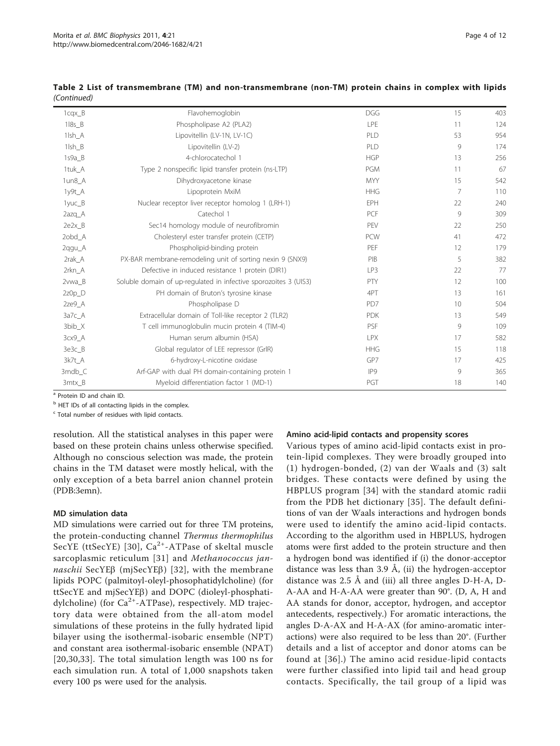**Table 2 List of transmembrane (TM) and non-transmembrane (non-TM) protein chains in complex with lipids** *(Continued)*

| | | | | |
|---|---|---|---|---|
| 1cqx_B | Flavohemoglobin | DGG | 15 | 403 |
| 1l8s_B | Phospholipase A2 (PLA2) | LPE | 11 | 124 |
| 1lsh_A | Lipovitellin (LV-1N, LV-1C) | PLD | 53 | 954 |
| 1lsh_B | Lipovitellin (LV-2) | PLD | 9 | 174 |
| 1s9a_B | 4-chlorocatechol 1 | HGP | 13 | 256 |
| 1tuk_A | Type 2 nonspecific lipid transfer protein (ns-LTP) | PGM | 11 | 67 |
| 1un8_A | Dihydroxyacetone kinase | MYY | 15 | 542 |
| 1y9t_A | Lipoprotein MxiM | HHG | 7 | 110 |
| 1yuc_B | Nuclear receptor liver receptor homolog 1 (LRH-1) | EPH | 22 | 240 |
| 2azq_A | Catechol 1 | PCF | 9 | 309 |
| 2e2x_B | Sec14 homology module of neurofibromin | PEV | 22 | 250 |
| 2obd_A | Cholesteryl ester transfer protein (CETP) | PCW | 41 | 472 |
| 2qgu_A | Phospholipid-binding protein | PEF | 12 | 179 |
| 2rak_A | PX-BAR membrane-remodeling unit of sorting nexin 9 (SNX9) | PIB | 5 | 382 |
| 2rkn_A | Defective in induced resistance 1 protein (DIR1) | LP3 | 22 | 77 |
| 2vwa_B | Soluble domain of up-regulated in infective sporozoites 3 (UIS3) | PTY | 12 | 100 |
| 2z0p_D | PH domain of Bruton's tyrosine kinase | 4PT | 13 | 161 |
| 2ze9_A | Phospholipase D | PD7 | 10 | 504 |
| 3a7c_A | Extracellular domain of Toll-like receptor 2 (TLR2) | PDK | 13 | 549 |
| 3bib_X | T cell immunoglobulin mucin protein 4 (TIM-4) | PSF | 9 | 109 |
| 3cx9_A | Human serum albumin (HSA) | LPX | 17 | 582 |
| 3e3c_B | Global regulator of LEE repressor (GrlR) | HHG | 15 | 118 |
| 3k7t_A | 6-hydroxy-L-nicotine oxidase | GP7 | 17 | 425 |
| 3mdb_C | Arf-GAP with dual PH domain-containing protein 1 | IP9 | 9 | 365 |
| 3mtx_B | Myeloid differentiation factor 1 (MD-1) | PGT | 18 | 140 |

[a] Protein ID and chain ID.

[b] HET IDs of all contacting lipids in the complex.

[c] Total number of residues with lipid contacts.

resolution. All the statistical analyses in this paper were based on these protein chains unless otherwise specified. Although no conscious selection was made, the protein chains in the TM dataset were mostly helical, with the only exception of a beta barrel anion channel protein (PDB:3emn).

### MD simulation data

MD simulations were carried out for three TM proteins, the protein-conducting channel *Thermus thermophilus* SecYE (ttSecYE) [30], $Ca^{2+}$-ATPase of skeltal muscle sarcoplasmic reticulum [31] and *Methanococcus jannaschii* SecYEβ (mjSecYEβ) [32], with the membrane lipids POPC (palmitoyl-oleyl-phosophatidylcholine) (for ttSecYE and mjSecYEβ) and DOPC (dioleyl-phosphatidylcholine) (for $Ca^{2+}$-ATPase), respectively. MD trajectory data were obtained from the all-atom model simulations of these proteins in the fully hydrated lipid bilayer using the isothermal-isobaric ensemble (NPT) and constant area isothermal-isobaric ensemble (NPAT) [20,30,33]. The total simulation length was 100 ns for each simulation run. A total of 1,000 snapshots taken every 100 ps were used for the analysis.

### Amino acid-lipid contacts and propensity scores

Various types of amino acid-lipid contacts exist in protein-lipid complexes. They were broadly grouped into (1) hydrogen-bonded, (2) van der Waals and (3) salt bridges. These contacts were defined by using the HBPLUS program [34] with the standard atomic radii from the PDB het dictionary [35]. The default definitions of van der Waals interactions and hydrogen bonds were used to identify the amino acid-lipid contacts. According to the algorithm used in HBPLUS, hydrogen atoms were first added to the protein structure and then a hydrogen bond was identified if (i) the donor-acceptor distance was less than 3.9 Å, (ii) the hydrogen-acceptor distance was 2.5 Å and (iii) all three angles D-H-A, D-A-AA and H-A-AA were greater than 90°. (D, A, H and AA stands for donor, acceptor, hydrogen, and acceptor antecedents, respectively.) For aromatic interactions, the angles D-A-AX and H-A-AX (for amino-aromatic interactions) were also required to be less than 20°. (Further details and a list of acceptor and donor atoms can be found at [36].) The amino acid residue-lipid contacts were further classified into lipid tail and head group contacts. Specifically, the tail group of a lipid was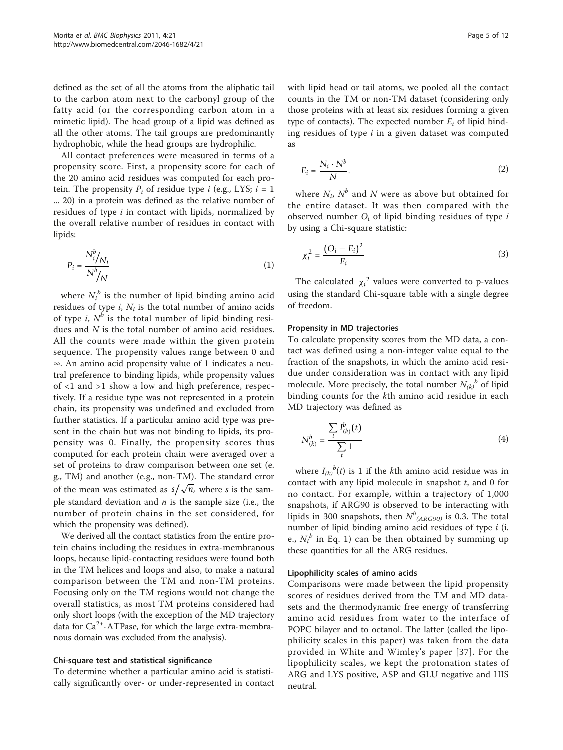defined as the set of all the atoms from the aliphatic tail to the carbon atom next to the carbonyl group of the fatty acid (or the corresponding carbon atom in a mimetic lipid). The head group of a lipid was defined as all the other atoms. The tail groups are predominantly hydrophobic, while the head groups are hydrophilic.

All contact preferences were measured in terms of a propensity score. First, a propensity score for each of the 20 amino acid residues was computed for each protein. The propensity $P_i$ of residue type $i$ (e.g., LYS; $i = 1$ ... 20) in a protein was defined as the relative number of residues of type $i$ in contact with lipids, normalized by the overall relative number of residues in contact with lipids:

$$P_i = \frac{N_i^b / N_i}{N^b / N} \tag{1}$$

where $N_i^b$ is the number of lipid binding amino acid residues of type $i$, $N_i$ is the total number of amino acids of type $i$, $N^b$ is the total number of lipid binding residues and $N$ is the total number of amino acid residues. All the counts were made within the given protein sequence. The propensity values range between 0 and ∞. An amino acid propensity value of 1 indicates a neutral preference to binding lipids, while propensity values of <1 and >1 show a low and high preference, respectively. If a residue type was not represented in a protein chain, its propensity was undefined and excluded from further statistics. If a particular amino acid type was present in the chain but was not binding to lipids, its propensity was 0. Finally, the propensity scores thus computed for each protein chain were averaged over a set of proteins to draw comparison between one set (e.g., TM) and another (e.g., non-TM). The standard error of the mean was estimated as $s/\sqrt{n}$, where $s$ is the sample standard deviation and $n$ is the sample size (i.e., the number of protein chains in the set considered, for which the propensity was defined).

We derived all the contact statistics from the entire protein chains including the residues in extra-membranous loops, because lipid-contacting residues were found both in the TM helices and loops and also, to make a natural comparison between the TM and non-TM proteins. Focusing only on the TM regions would not change the overall statistics, as most TM proteins considered had only short loops (with the exception of the MD trajectory data for $Ca^{2+}$-ATPase, for which the large extra-membranous domain was excluded from the analysis).

#### Chi-square test and statistical significance

To determine whether a particular amino acid is statistically significantly over- or under-represented in contact with lipid head or tail atoms, we pooled all the contact counts in the TM or non-TM dataset (considering only those proteins with at least six residues forming a given type of contacts). The expected number $E_i$ of lipid binding residues of type $i$ in a given dataset was computed as

$$E_i = \frac{N_i \cdot N^b}{N}. \tag{2}$$

where $N_i$, $N^b$ and $N$ were as above but obtained for the entire dataset. It was then compared with the observed number $O_i$ of lipid binding residues of type $i$ by using a Chi-square statistic:

$$\chi_i^2 = \frac{(O_i - E_i)^2}{E_i} \tag{3}$$

The calculated $\chi_i^2$ values were converted to p-values using the standard Chi-square table with a single degree of freedom.

#### Propensity in MD trajectories

To calculate propensity scores from the MD data, a contact was defined using a non-integer value equal to the fraction of the snapshots, in which the amino acid residue under consideration was in contact with any lipid molecule. More precisely, the total number $N_{(k)}^b$ of lipid binding counts for the $k$th amino acid residue in each MD trajectory was defined as

$$N_{(k)}^b = \frac{\sum_t I_{(k)}^b(t)}{\sum_t 1} \tag{4}$$

where $I_{(k)}^b(t)$ is 1 if the $k$th amino acid residue was in contact with any lipid molecule in snapshot $t$, and 0 for no contact. For example, within a trajectory of 1,000 snapshots, if ARG90 is observed to be interacting with lipids in 300 snapshots, then $N_{(ARG90)}^b$ is 0.3. The total number of lipid binding amino acid residues of type $i$ (i.e., $N_i^b$ in Eq. 1) can be then obtained by summing up these quantities for all the ARG residues.

#### Lipophilicity scales of amino acids

Comparisons were made between the lipid propensity scores of residues derived from the TM and MD datasets and the thermodynamic free energy of transferring amino acid residues from water to the interface of POPC bilayer and to octanol. The latter (called the lipophilicity scales in this paper) was taken from the data provided in White and Wimley's paper [37]. For the lipophilicity scales, we kept the protonation states of ARG and LYS positive, ASP and GLU negative and HIS neutral.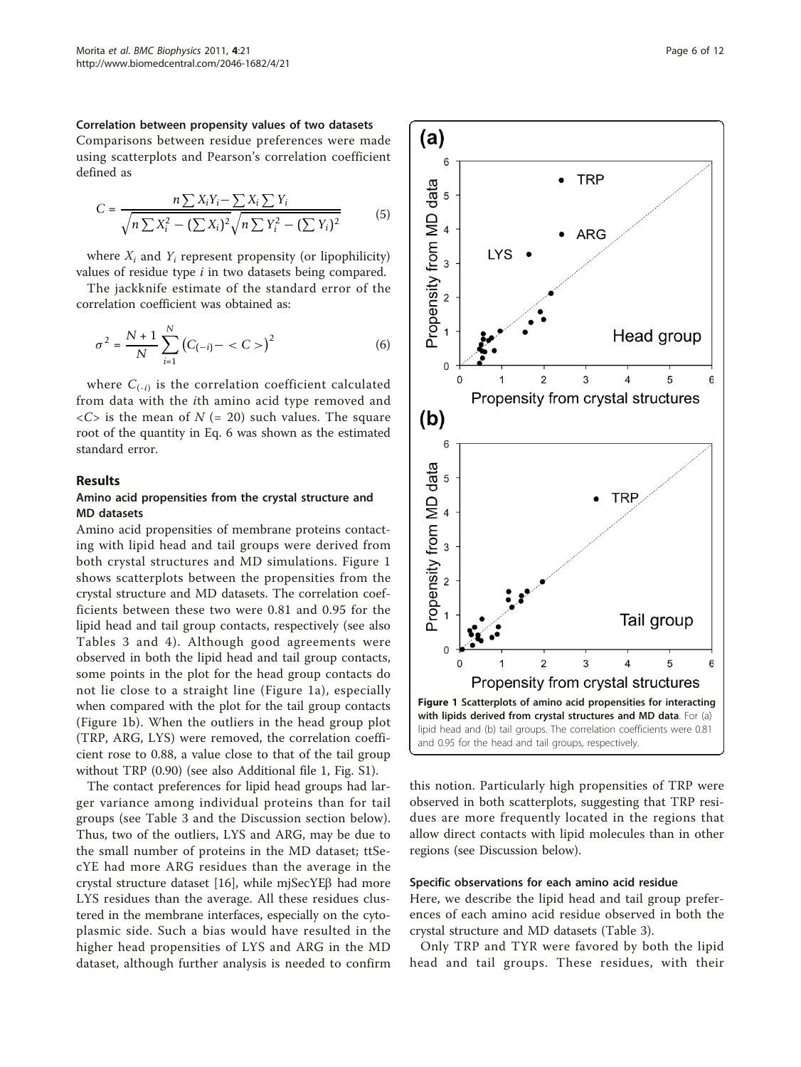### Correlation between propensity values of two datasets

Comparisons between residue preferences were made using scatterplots and Pearson's correlation coefficient defined as

$$C = \frac{n\sum X_i Y_i - \sum X_i \sum Y_i}{\sqrt{n\sum X_i^2 - (\sum X_i)^2}\sqrt{n\sum Y_i^2 - (\sum Y_i)^2}} \tag{5}$$

where $X_i$ and $Y_i$ represent propensity (or lipophilicity) values of residue type $i$ in two datasets being compared.

The jackknife estimate of the standard error of the correlation coefficient was obtained as:

$$\sigma^2 = \frac{N+1}{N}\sum_{i=1}^{N}\left(C_{(-i)} - \langle C \rangle\right)^2 \tag{6}$$

where $C_{(-i)}$ is the correlation coefficient calculated from data with the $i$th amino acid type removed and $\langle C \rangle$ is the mean of $N$ (= 20) such values. The square root of the quantity in Eq. 6 was shown as the estimated standard error.

## Results

### Amino acid propensities from the crystal structure and MD datasets

Amino acid propensities of membrane proteins contacting with lipid head and tail groups were derived from both crystal structures and MD simulations. Figure 1 shows scatterplots between the propensities from the crystal structure and MD datasets. The correlation coefficients between these two were 0.81 and 0.95 for the lipid head and tail group contacts, respectively (see also Tables 3 and 4). Although good agreements were observed in both the lipid head and tail group contacts, some points in the plot for the head group contacts do not lie close to a straight line (Figure 1a), especially when compared with the plot for the tail group contacts (Figure 1b). When the outliers in the head group plot (TRP, ARG, LYS) were removed, the correlation coefficient rose to 0.88, a value close to that of the tail group without TRP (0.90) (see also Additional file 1, Fig. S1).

The contact preferences for lipid head groups had larger variance among individual proteins than for tail groups (see Table 3 and the Discussion section below). Thus, two of the outliers, LYS and ARG, may be due to the small number of proteins in the MD dataset; ttSecYE had more ARG residues than the average in the crystal structure dataset [16], while mjSecYEβ had more LYS residues than the average. All these residues clustered in the membrane interfaces, especially on the cytoplasmic side. Such a bias would have resulted in the higher head propensities of LYS and ARG in the MD dataset, although further analysis is needed to confirm this notion. Particularly high propensities of TRP were observed in both scatterplots, suggesting that TRP residues are more frequently located in the regions that allow direct contacts with lipid molecules than in other regions (see Discussion below).

**Figure 1 Scatterplots of amino acid propensities for interacting with lipids derived from crystal structures and MD data**. For (a) lipid head and (b) tail groups. The correlation coefficients were 0.81 and 0.95 for the head and tail groups, respectively.

### Specific observations for each amino acid residue

Here, we describe the lipid head and tail group preferences of each amino acid residue observed in both the crystal structure and MD datasets (Table 3).

Only TRP and TYR were favored by both the lipid head and tail groups. These residues, with their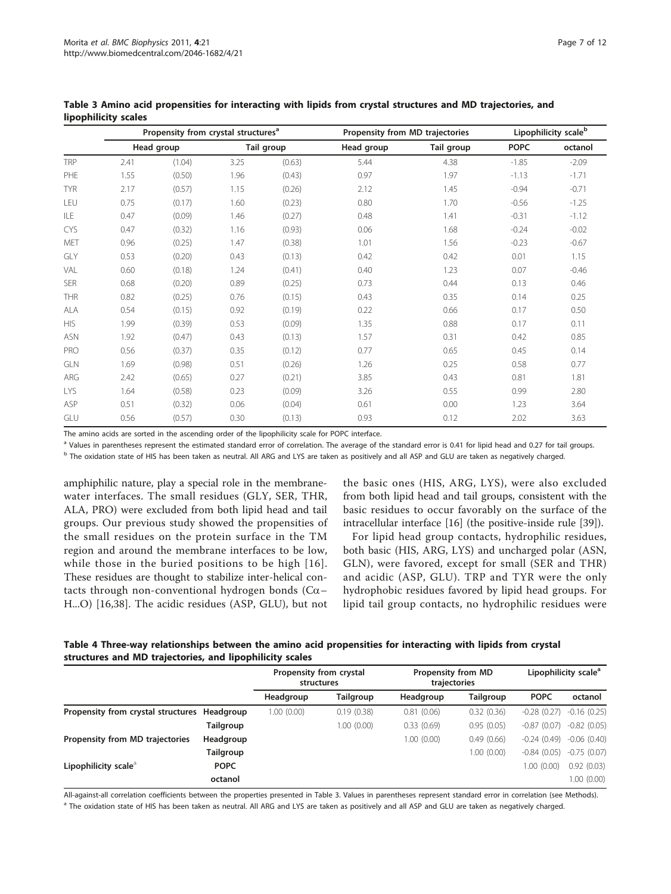**Table 3 Amino acid propensities for interacting with lipids from crystal structures and MD trajectories, and lipophilicity scales**

| | Propensity from crystal structures[a] | | | | Propensity from MD trajectories | | Lipophilicity scale[b] | |
|---|---|---|---|---|---|---|---|---|
| | Head group | | Tail group | | Head group | Tail group | POPC | octanol |
| TRP | 2.41 | (1.04) | 3.25 | (0.63) | 5.44 | 4.38 | -1.85 | -2.09 |
| PHE | 1.55 | (0.50) | 1.96 | (0.43) | 0.97 | 1.97 | -1.13 | -1.71 |
| TYR | 2.17 | (0.57) | 1.15 | (0.26) | 2.12 | 1.45 | -0.94 | -0.71 |
| LEU | 0.75 | (0.17) | 1.60 | (0.23) | 0.80 | 1.70 | -0.56 | -1.25 |
| ILE | 0.47 | (0.09) | 1.46 | (0.27) | 0.48 | 1.41 | -0.31 | -1.12 |
| CYS | 0.47 | (0.32) | 1.16 | (0.93) | 0.06 | 1.68 | -0.24 | -0.02 |
| MET | 0.96 | (0.25) | 1.47 | (0.38) | 1.01 | 1.56 | -0.23 | -0.67 |
| GLY | 0.53 | (0.20) | 0.43 | (0.13) | 0.42 | 0.42 | 0.01 | 1.15 |
| VAL | 0.60 | (0.18) | 1.24 | (0.41) | 0.40 | 1.23 | 0.07 | -0.46 |
| SER | 0.68 | (0.20) | 0.89 | (0.25) | 0.73 | 0.44 | 0.13 | 0.46 |
| THR | 0.82 | (0.25) | 0.76 | (0.15) | 0.43 | 0.35 | 0.14 | 0.25 |
| ALA | 0.54 | (0.15) | 0.92 | (0.19) | 0.22 | 0.66 | 0.17 | 0.50 |
| HIS | 1.99 | (0.39) | 0.53 | (0.09) | 1.35 | 0.88 | 0.17 | 0.11 |
| ASN | 1.92 | (0.47) | 0.43 | (0.13) | 1.57 | 0.31 | 0.42 | 0.85 |
| PRO | 0.56 | (0.37) | 0.35 | (0.12) | 0.77 | 0.65 | 0.45 | 0.14 |
| GLN | 1.69 | (0.98) | 0.51 | (0.26) | 1.26 | 0.25 | 0.58 | 0.77 |
| ARG | 2.42 | (0.65) | 0.27 | (0.21) | 3.85 | 0.43 | 0.81 | 1.81 |
| LYS | 1.64 | (0.58) | 0.23 | (0.09) | 3.26 | 0.55 | 0.99 | 2.80 |
| ASP | 0.51 | (0.32) | 0.06 | (0.04) | 0.61 | 0.00 | 1.23 | 3.64 |
| GLU | 0.56 | (0.57) | 0.30 | (0.13) | 0.93 | 0.12 | 2.02 | 3.63 |

The amino acids are sorted in the ascending order of the lipophilicity scale for POPC interface.

[a] Values in parentheses represent the estimated standard error of correlation. The average of the standard error is 0.41 for lipid head and 0.27 for tail groups.

[b] The oxidation state of HIS has been taken as neutral. All ARG and LYS are taken as positively and all ASP and GLU are taken as negatively charged.

amphiphilic nature, play a special role in the membrane-water interfaces. The small residues (GLY, SER, THR, ALA, PRO) were excluded from both lipid head and tail groups. Our previous study showed the propensities of the small residues on the protein surface in the TM region and around the membrane interfaces to be low, while those in the buried positions to be high [16]. These residues are thought to stabilize inter-helical contacts through non-conventional hydrogen bonds ($C\alpha$–H...O) [16,38]. The acidic residues (ASP, GLU), but not the basic ones (HIS, ARG, LYS), were also excluded from both lipid head and tail groups, consistent with the basic residues to occur favorably on the surface of the intracellular interface [16] (the positive-inside rule [39]).

For lipid head group contacts, hydrophilic residues, both basic (HIS, ARG, LYS) and uncharged polar (ASN, GLN), were favored, except for small (SER and THR) and acidic (ASP, GLU). TRP and TYR were the only hydrophobic residues favored by lipid head groups. For lipid tail group contacts, no hydrophilic residues were

**Table 4 Three-way relationships between the amino acid propensities for interacting with lipids from crystal structures and MD trajectories, and lipophilicity scales**

| | | Propensity from crystal structures | | Propensity from MD trajectories | | Lipophilicity scale[a] | |
|---|---|---|---|---|---|---|---|
| | | Headgroup | Tailgroup | Headgroup | Tailgroup | POPC | octanol |
| **Propensity from crystal structures** | **Headgroup** | 1.00 (0.00) | 0.19 (0.38) | 0.81 (0.06) | 0.32 (0.36) | -0.28 (0.27) | -0.16 (0.25) |
| | **Tailgroup** | | 1.00 (0.00) | 0.33 (0.69) | 0.95 (0.05) | -0.87 (0.07) | -0.82 (0.05) |
| **Propensity from MD trajectories** | **Headgroup** | | | 1.00 (0.00) | 0.49 (0.66) | -0.24 (0.49) | -0.06 (0.40) |
| | **Tailgroup** | | | | 1.00 (0.00) | -0.84 (0.05) | -0.75 (0.07) |
| **Lipophilicity scale**[a] | **POPC** | | | | | 1.00 (0.00) | 0.92 (0.03) |
| | **octanol** | | | | | | 1.00 (0.00) |

All-against-all correlation coefficients between the properties presented in Table 3. Values in parentheses represent standard error in correlation (see Methods).

[a] The oxidation state of HIS has been taken as neutral. All ARG and LYS are taken as positively and all ASP and GLU are taken as negatively charged.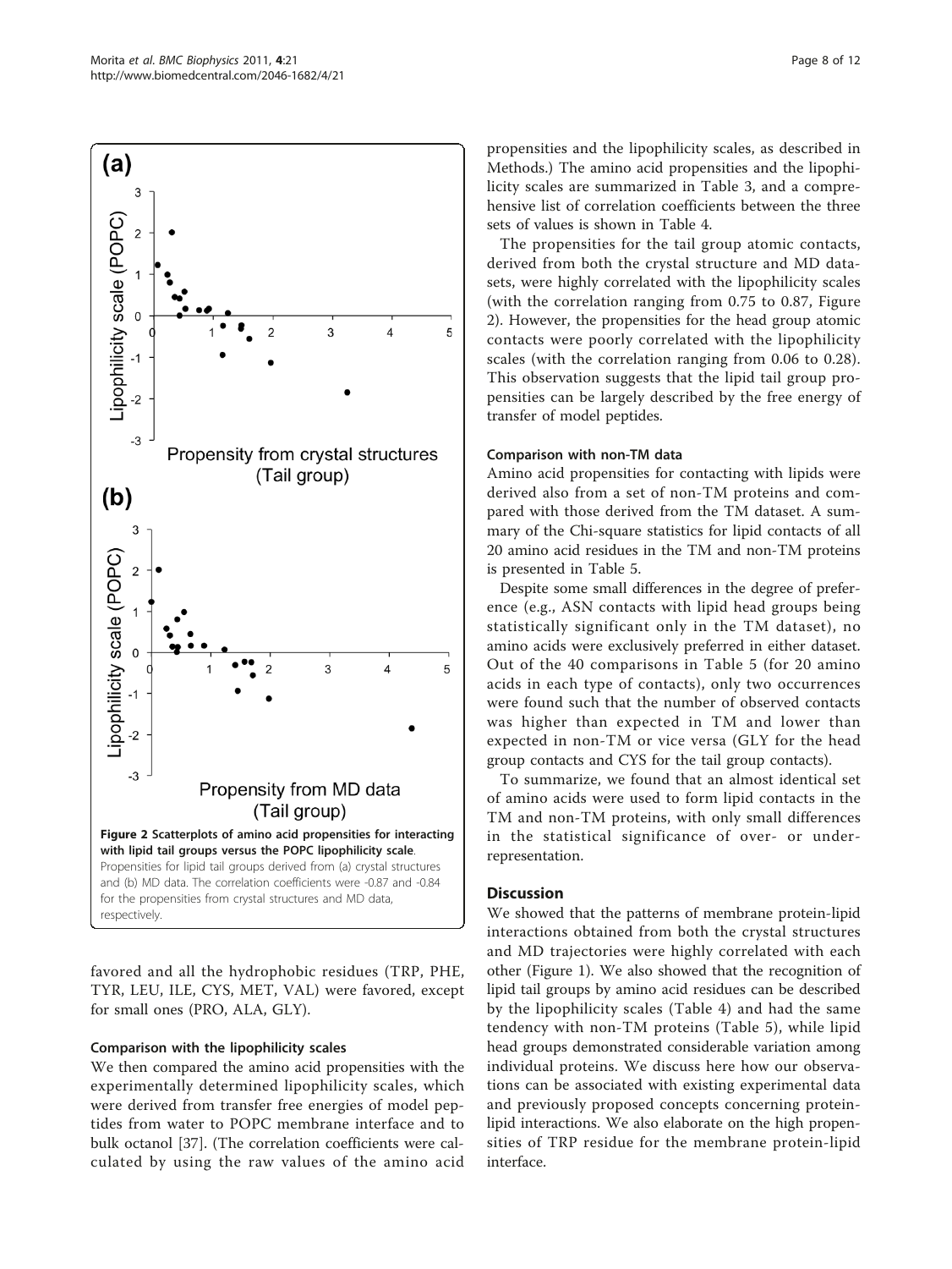**Figure 2 Scatterplots of amino acid propensities for interacting with lipid tail groups versus the POPC lipophilicity scale**. Propensities for lipid tail groups derived from (a) crystal structures and (b) MD data. The correlation coefficients were -0.87 and -0.84 for the propensities from crystal structures and MD data, respectively.

favored and all the hydrophobic residues (TRP, PHE, TYR, LEU, ILE, CYS, MET, VAL) were favored, except for small ones (PRO, ALA, GLY).

### Comparison with the lipophilicity scales

We then compared the amino acid propensities with the experimentally determined lipophilicity scales, which were derived from transfer free energies of model peptides from water to POPC membrane interface and to bulk octanol [37]. (The correlation coefficients were calculated by using the raw values of the amino acid propensities and the lipophilicity scales, as described in Methods.) The amino acid propensities and the lipophilicity scales are summarized in Table 3, and a comprehensive list of correlation coefficients between the three sets of values is shown in Table 4.

The propensities for the tail group atomic contacts, derived from both the crystal structure and MD datasets, were highly correlated with the lipophilicity scales (with the correlation ranging from 0.75 to 0.87, Figure 2). However, the propensities for the head group atomic contacts were poorly correlated with the lipophilicity scales (with the correlation ranging from 0.06 to 0.28). This observation suggests that the lipid tail group propensities can be largely described by the free energy of transfer of model peptides.

### Comparison with non-TM data

Amino acid propensities for contacting with lipids were derived also from a set of non-TM proteins and compared with those derived from the TM dataset. A summary of the Chi-square statistics for lipid contacts of all 20 amino acid residues in the TM and non-TM proteins is presented in Table 5.

Despite some small differences in the degree of preference (e.g., ASN contacts with lipid head groups being statistically significant only in the TM dataset), no amino acids were exclusively preferred in either dataset. Out of the 40 comparisons in Table 5 (for 20 amino acids in each type of contacts), only two occurrences were found such that the number of observed contacts was higher than expected in TM and lower than expected in non-TM or vice versa (GLY for the head group contacts and CYS for the tail group contacts).

To summarize, we found that an almost identical set of amino acids were used to form lipid contacts in the TM and non-TM proteins, with only small differences in the statistical significance of over- or under-representation.

## Discussion

We showed that the patterns of membrane protein-lipid interactions obtained from both the crystal structures and MD trajectories were highly correlated with each other (Figure 1). We also showed that the recognition of lipid tail groups by amino acid residues can be described by the lipophilicity scales (Table 4) and had the same tendency with non-TM proteins (Table 5), while lipid head groups demonstrated considerable variation among individual proteins. We discuss here how our observations can be associated with existing experimental data and previously proposed concepts concerning protein-lipid interactions. We also elaborate on the high propensities of TRP residue for the membrane protein-lipid interface.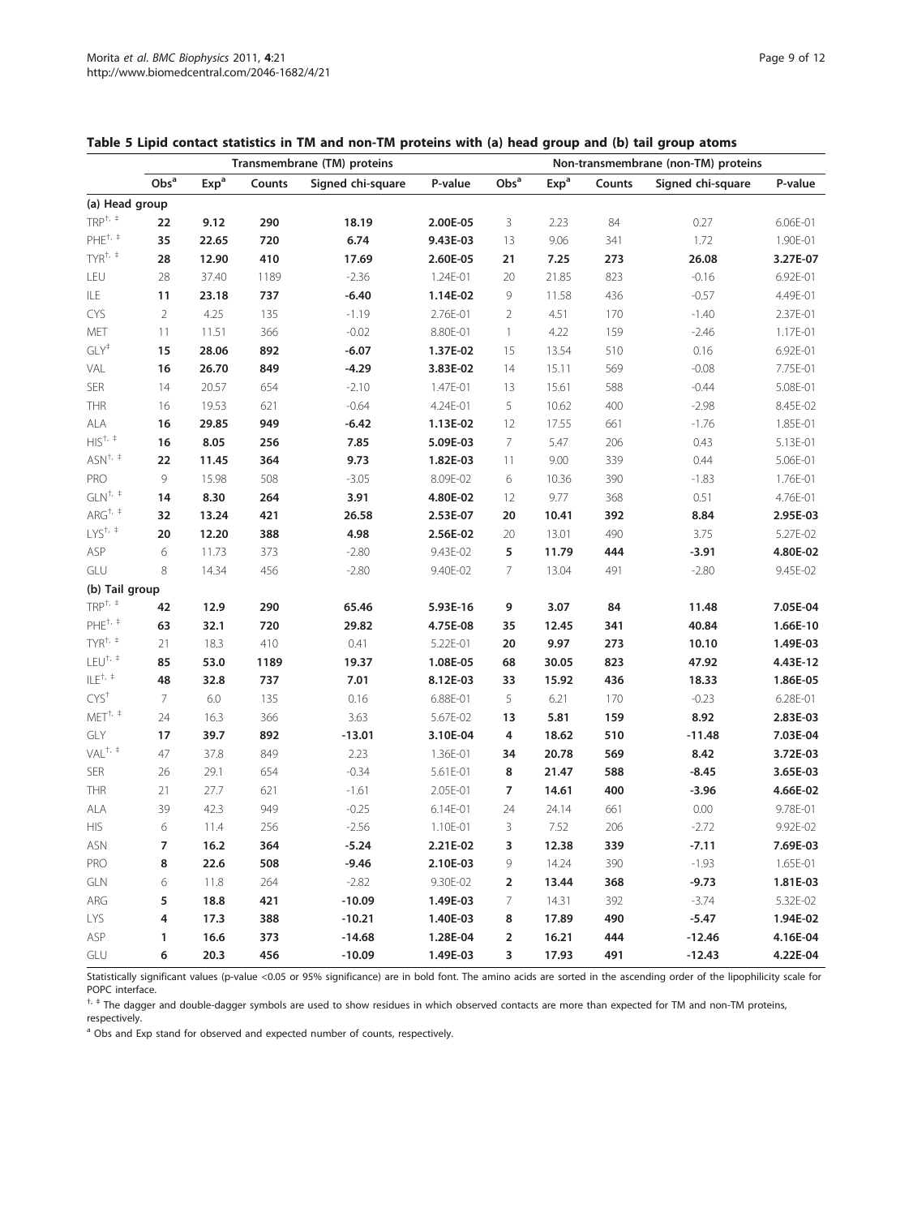**Table 5 Lipid contact statistics in TM and non-TM proteins with (a) head group and (b) tail group atoms**

| | Transmembrane (TM) proteins | | | | | Non-transmembrane (non-TM) proteins | | | | |
|---|---|---|---|---|---|---|---|---|---|---|
| | Obs[a] | Exp[a] | Counts | Signed chi-square | P-value | Obs[a] | Exp[a] | Counts | Signed chi-square | P-value |
| **(a) Head group** | | | | | | | | | | |
| TRP[†, ‡] | **22** | **9.12** | **290** | **18.19** | **2.00E-05** | 3 | 2.23 | 84 | 0.27 | 6.06E-01 |
| PHE[†, ‡] | **35** | **22.65** | **720** | **6.74** | **9.43E-03** | 13 | 9.06 | 341 | 1.72 | 1.90E-01 |
| TYR[†, ‡] | **28** | **12.90** | **410** | **17.69** | **2.60E-05** | **21** | **7.25** | **273** | **26.08** | **3.27E-07** |
| LEU | 28 | 37.40 | 1189 | -2.36 | 1.24E-01 | 20 | 21.85 | 823 | -0.16 | 6.92E-01 |
| ILE | **11** | **23.18** | **737** | **-6.40** | **1.14E-02** | 9 | 11.58 | 436 | -0.57 | 4.49E-01 |
| CYS | 2 | 4.25 | 135 | -1.19 | 2.76E-01 | 2 | 4.51 | 170 | -1.40 | 2.37E-01 |
| MET | 11 | 11.51 | 366 | -0.02 | 8.80E-01 | 1 | 4.22 | 159 | -2.46 | 1.17E-01 |
| GLY[‡] | **15** | **28.06** | **892** | **-6.07** | **1.37E-02** | 15 | 13.54 | 510 | 0.16 | 6.92E-01 |
| VAL | **16** | **26.70** | **849** | **-4.29** | **3.83E-02** | 14 | 15.11 | 569 | -0.08 | 7.75E-01 |
| SER | 14 | 20.57 | 654 | -2.10 | 1.47E-01 | 13 | 15.61 | 588 | -0.44 | 5.08E-01 |
| THR | 16 | 19.53 | 621 | -0.64 | 4.24E-01 | 5 | 10.62 | 400 | -2.98 | 8.45E-02 |
| ALA | **16** | **29.85** | **949** | **-6.42** | **1.13E-02** | 12 | 17.55 | 661 | -1.76 | 1.85E-01 |
| HIS[†, ‡] | **16** | **8.05** | **256** | **7.85** | **5.09E-03** | 7 | 5.47 | 206 | 0.43 | 5.13E-01 |
| ASN[†, ‡] | **22** | **11.45** | **364** | **9.73** | **1.82E-03** | 11 | 9.00 | 339 | 0.44 | 5.06E-01 |
| PRO | 9 | 15.98 | 508 | -3.05 | 8.09E-02 | 6 | 10.36 | 390 | -1.83 | 1.76E-01 |
| GLN[†, ‡] | **14** | **8.30** | **264** | **3.91** | **4.80E-02** | 12 | 9.77 | 368 | 0.51 | 4.76E-01 |
| ARG[†, ‡] | **32** | **13.24** | **421** | **26.58** | **2.53E-07** | **20** | **10.41** | **392** | **8.84** | **2.95E-03** |
| LYS[†, ‡] | **20** | **12.20** | **388** | **4.98** | **2.56E-02** | 20 | 13.01 | 490 | 3.75 | 5.27E-02 |
| ASP | 6 | 11.73 | 373 | -2.80 | 9.43E-02 | **5** | **11.79** | **444** | **-3.91** | **4.80E-02** |
| GLU | 8 | 14.34 | 456 | -2.80 | 9.40E-02 | 7 | 13.04 | 491 | -2.80 | 9.45E-02 |
| **(b) Tail group** | | | | | | | | | | |
| TRP[†, ‡] | **42** | **12.9** | **290** | **65.46** | **5.93E-16** | **9** | **3.07** | **84** | **11.48** | **7.05E-04** |
| PHE[†, ‡] | **63** | **32.1** | **720** | **29.82** | **4.75E-08** | **35** | **12.45** | **341** | **40.84** | **1.66E-10** |
| TYR[†, ‡] | 21 | 18.3 | 410 | 0.41 | 5.22E-01 | **20** | **9.97** | **273** | **10.10** | **1.49E-03** |
| LEU[†, ‡] | **85** | **53.0** | **1189** | **19.37** | **1.08E-05** | **68** | **30.05** | **823** | **47.92** | **4.43E-12** |
| ILE[†, ‡] | **48** | **32.8** | **737** | **7.01** | **8.12E-03** | **33** | **15.92** | **436** | **18.33** | **1.86E-05** |
| CYS[†] | 7 | 6.0 | 135 | 0.16 | 6.88E-01 | 5 | 6.21 | 170 | -0.23 | 6.28E-01 |
| MET[†, ‡] | 24 | 16.3 | 366 | 3.63 | 5.67E-02 | **13** | **5.81** | **159** | **8.92** | **2.83E-03** |
| GLY | **17** | **39.7** | **892** | **-13.01** | **3.10E-04** | **4** | **18.62** | **510** | **-11.48** | **7.03E-04** |
| VAL[†, ‡] | 47 | 37.8 | 849 | 2.23 | 1.36E-01 | **34** | **20.78** | **569** | **8.42** | **3.72E-03** |
| SER | 26 | 29.1 | 654 | -0.34 | 5.61E-01 | **8** | **21.47** | **588** | **-8.45** | **3.65E-03** |
| THR | 21 | 27.7 | 621 | -1.61 | 2.05E-01 | **7** | **14.61** | **400** | **-3.96** | **4.66E-02** |
| ALA | 39 | 42.3 | 949 | -0.25 | 6.14E-01 | 24 | 24.14 | 661 | 0.00 | 9.78E-01 |
| HIS | 6 | 11.4 | 256 | -2.56 | 1.10E-01 | 3 | 7.52 | 206 | -2.72 | 9.92E-02 |
| ASN | **7** | **16.2** | **364** | **-5.24** | **2.21E-02** | **3** | **12.38** | **339** | **-7.11** | **7.69E-03** |
| PRO | **8** | **22.6** | **508** | **-9.46** | **2.10E-03** | 9 | 14.24 | 390 | -1.93 | 1.65E-01 |
| GLN | 6 | 11.8 | 264 | -2.82 | 9.30E-02 | **2** | **13.44** | **368** | **-9.73** | **1.81E-03** |
| ARG | **5** | **18.8** | **421** | **-10.09** | **1.49E-03** | 7 | 14.31 | 392 | -3.74 | 5.32E-02 |
| LYS | **4** | **17.3** | **388** | **-10.21** | **1.40E-03** | **8** | **17.89** | **490** | **-5.47** | **1.94E-02** |
| ASP | **1** | **16.6** | **373** | **-14.68** | **1.28E-04** | **2** | **16.21** | **444** | **-12.46** | **4.16E-04** |
| GLU | **6** | **20.3** | **456** | **-10.09** | **1.49E-03** | **3** | **17.93** | **491** | **-12.43** | **4.22E-04** |

Statistically significant values (p-value <0.05 or 95% significance) are in bold font. The amino acids are sorted in the ascending order of the lipophilicity scale for POPC interface.

[†, ‡] The dagger and double-dagger symbols are used to show residues in which observed contacts are more than expected for TM and non-TM proteins, respectively.

[a] Obs and Exp stand for observed and expected number of counts, respectively.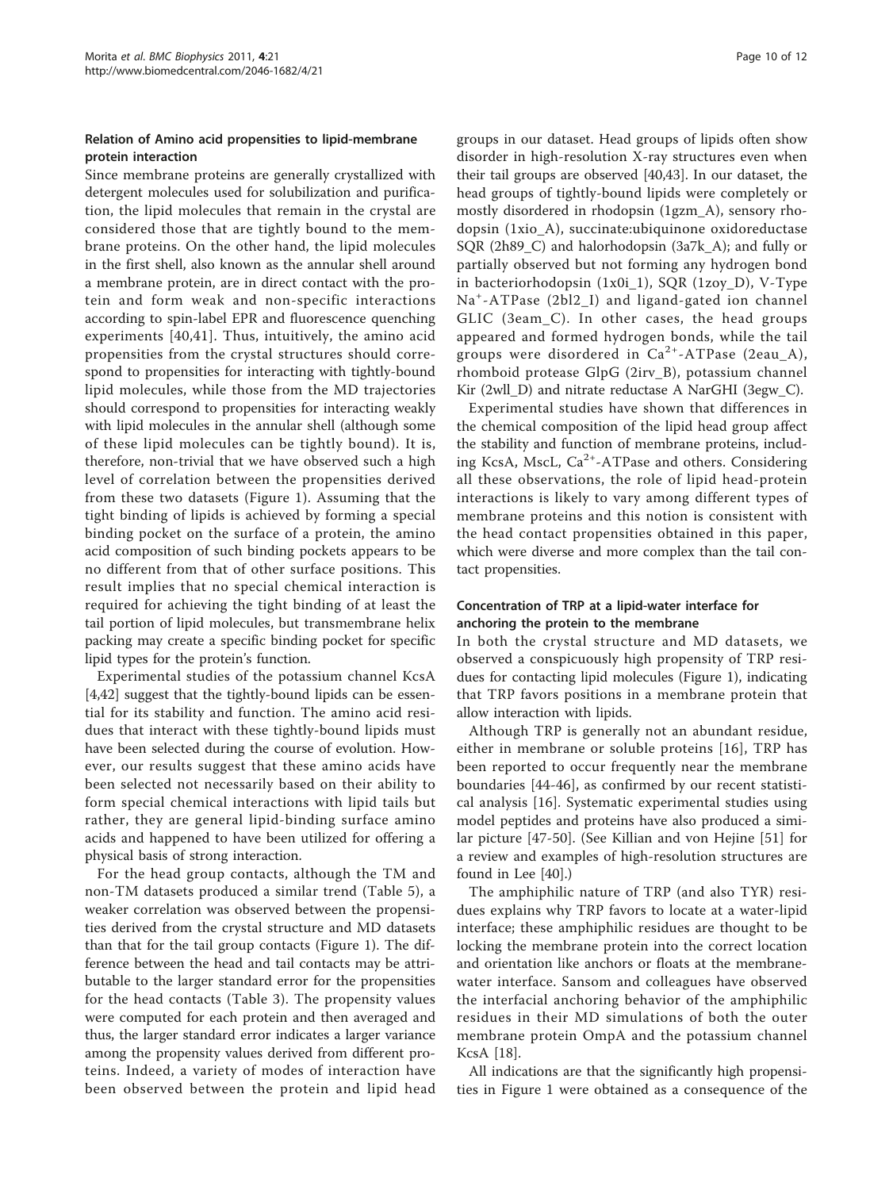### Relation of Amino acid propensities to lipid-membrane protein interaction

Since membrane proteins are generally crystallized with detergent molecules used for solubilization and purification, the lipid molecules that remain in the crystal are considered those that are tightly bound to the membrane proteins. On the other hand, the lipid molecules in the first shell, also known as the annular shell around a membrane protein, are in direct contact with the protein and form weak and non-specific interactions according to spin-label EPR and fluorescence quenching experiments [40,41]. Thus, intuitively, the amino acid propensities from the crystal structures should correspond to propensities for interacting with tightly-bound lipid molecules, while those from the MD trajectories should correspond to propensities for interacting weakly with lipid molecules in the annular shell (although some of these lipid molecules can be tightly bound). It is, therefore, non-trivial that we have observed such a high level of correlation between the propensities derived from these two datasets (Figure 1). Assuming that the tight binding of lipids is achieved by forming a special binding pocket on the surface of a protein, the amino acid composition of such binding pockets appears to be no different from that of other surface positions. This result implies that no special chemical interaction is required for achieving the tight binding of at least the tail portion of lipid molecules, but transmembrane helix packing may create a specific binding pocket for specific lipid types for the protein's function.

Experimental studies of the potassium channel KcsA [4,42] suggest that the tightly-bound lipids can be essential for its stability and function. The amino acid residues that interact with these tightly-bound lipids must have been selected during the course of evolution. However, our results suggest that these amino acids have been selected not necessarily based on their ability to form special chemical interactions with lipid tails but rather, they are general lipid-binding surface amino acids and happened to have been utilized for offering a physical basis of strong interaction.

For the head group contacts, although the TM and non-TM datasets produced a similar trend (Table 5), a weaker correlation was observed between the propensities derived from the crystal structure and MD datasets than that for the tail group contacts (Figure 1). The difference between the head and tail contacts may be attributable to the larger standard error for the propensities for the head contacts (Table 3). The propensity values were computed for each protein and then averaged and thus, the larger standard error indicates a larger variance among the propensity values derived from different proteins. Indeed, a variety of modes of interaction have been observed between the protein and lipid head groups in our dataset. Head groups of lipids often show disorder in high-resolution X-ray structures even when their tail groups are observed [40,43]. In our dataset, the head groups of tightly-bound lipids were completely or mostly disordered in rhodopsin (1gzm_A), sensory rhodopsin (1xio_A), succinate:ubiquinone oxidoreductase SQR (2h89_C) and halorhodopsin (3a7k_A); and fully or partially observed but not forming any hydrogen bond in bacteriorhodopsin (1x0i_1), SQR (1zoy_D), V-Type $Na^+$-ATPase (2bl2_I) and ligand-gated ion channel GLIC (3eam_C). In other cases, the head groups appeared and formed hydrogen bonds, while the tail groups were disordered in $Ca^{2+}$-ATPase (2eau_A), rhomboid protease GlpG (2irv_B), potassium channel Kir (2wll_D) and nitrate reductase A NarGHI (3egw_C).

Experimental studies have shown that differences in the chemical composition of the lipid head group affect the stability and function of membrane proteins, including KcsA, MscL, $Ca^{2+}$-ATPase and others. Considering all these observations, the role of lipid head-protein interactions is likely to vary among different types of membrane proteins and this notion is consistent with the head contact propensities obtained in this paper, which were diverse and more complex than the tail contact propensities.

### Concentration of TRP at a lipid-water interface for anchoring the protein to the membrane

In both the crystal structure and MD datasets, we observed a conspicuously high propensity of TRP residues for contacting lipid molecules (Figure 1), indicating that TRP favors positions in a membrane protein that allow interaction with lipids.

Although TRP is generally not an abundant residue, either in membrane or soluble proteins [16], TRP has been reported to occur frequently near the membrane boundaries [44-46], as confirmed by our recent statistical analysis [16]. Systematic experimental studies using model peptides and proteins have also produced a similar picture [47-50]. (See Killian and von Hejine [51] for a review and examples of high-resolution structures are found in Lee [40].)

The amphiphilic nature of TRP (and also TYR) residues explains why TRP favors to locate at a water-lipid interface; these amphiphilic residues are thought to be locking the membrane protein into the correct location and orientation like anchors or floats at the membrane-water interface. Sansom and colleagues have observed the interfacial anchoring behavior of the amphiphilic residues in their MD simulations of both the outer membrane protein OmpA and the potassium channel KcsA [18].

All indications are that the significantly high propensities in Figure 1 were obtained as a consequence of the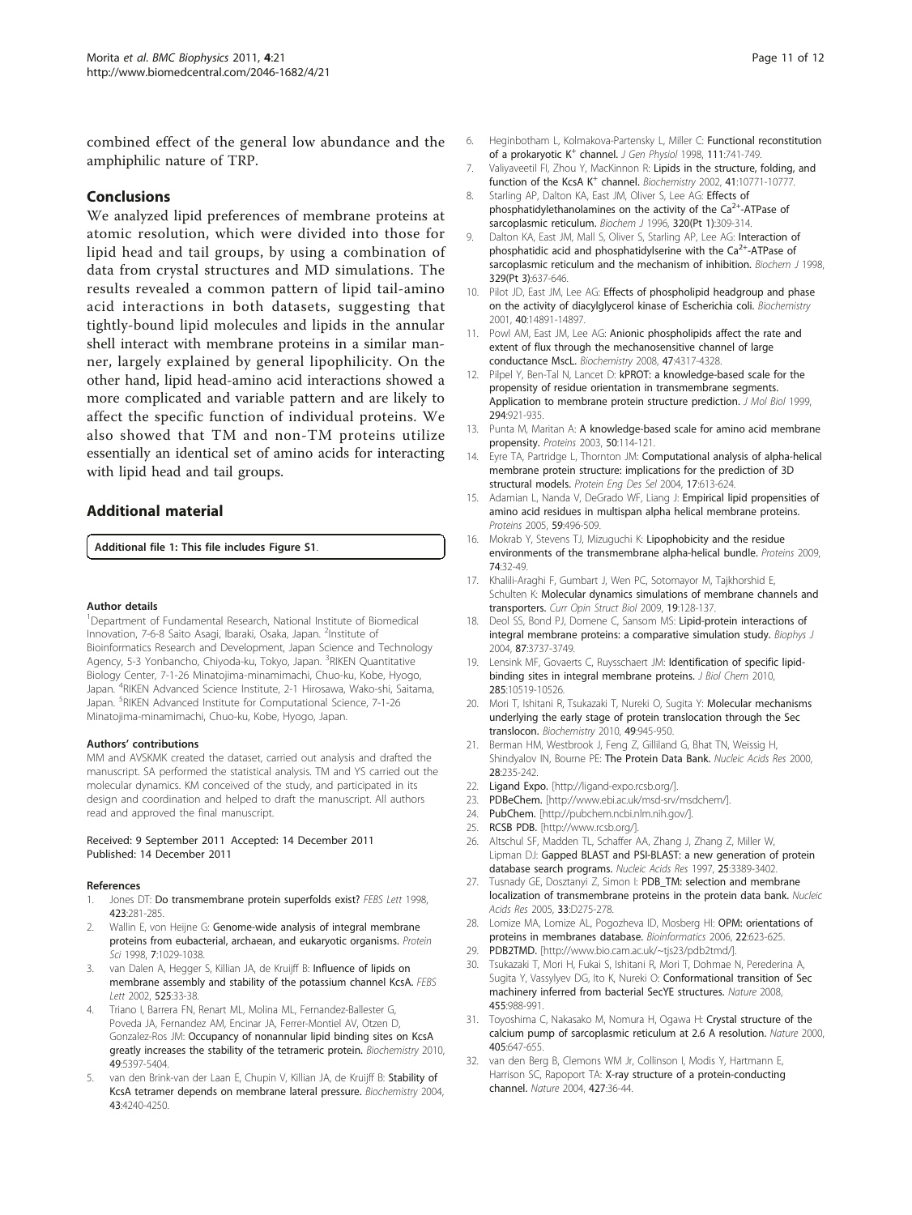combined effect of the general low abundance and the amphiphilic nature of TRP.

## Conclusions

We analyzed lipid preferences of membrane proteins at atomic resolution, which were divided into those for lipid head and tail groups, by using a combination of data from crystal structures and MD simulations. The results revealed a common pattern of lipid tail-amino acid interactions in both datasets, suggesting that tightly-bound lipid molecules and lipids in the annular shell interact with membrane proteins in a similar manner, largely explained by general lipophilicity. On the other hand, lipid head-amino acid interactions showed a more complicated and variable pattern and are likely to affect the specific function of individual proteins. We also showed that TM and non-TM proteins utilize essentially an identical set of amino acids for interacting with lipid head and tail groups.

## Additional material

**Additional file 1: This file includes Figure S1.**

#### Author details

[1]Department of Fundamental Research, National Institute of Biomedical Innovation, 7-6-8 Saito Asagi, Ibaraki, Osaka, Japan. [2]Institute of Bioinformatics Research and Development, Japan Science and Technology Agency, 5-3 Yonbancho, Chiyoda-ku, Tokyo, Japan. [3]RIKEN Quantitative Biology Center, 7-1-26 Minatojima-minamimachi, Chuo-ku, Kobe, Hyogo, Japan. [4]RIKEN Advanced Science Institute, 2-1 Hirosawa, Wako-shi, Saitama, Japan. [5]RIKEN Advanced Institute for Computational Science, 7-1-26 Minatojima-minamimachi, Chuo-ku, Kobe, Hyogo, Japan.

#### Authors' contributions

MM and AVSKMK created the dataset, carried out analysis and drafted the manuscript. SA performed the statistical analysis. TM and YS carried out the molecular dynamics. KM conceived of the study, and participated in its design and coordination and helped to draft the manuscript. All authors read and approved the final manuscript.

Received: 9 September 2011 Accepted: 14 December 2011
Published: 14 December 2011

#### References

1. Jones DT: **Do transmembrane protein superfolds exist?** *FEBS Lett* 1998, **423**:281-285.
2. Wallin E, von Heijne G: **Genome-wide analysis of integral membrane proteins from eubacterial, archaean, and eukaryotic organisms.** *Protein Sci* 1998, **7**:1029-1038.
3. van Dalen A, Hegger S, Killian JA, de Kruijff B: **Influence of lipids on membrane assembly and stability of the potassium channel KcsA.** *FEBS Lett* 2002, **525**:33-38.
4. Triano I, Barrera FN, Renart ML, Molina ML, Fernandez-Ballester G, Poveda JA, Fernandez AM, Encinar JA, Ferrer-Montiel AV, Otzen D, Gonzalez-Ros JM: **Occupancy of nonannular lipid binding sites on KcsA greatly increases the stability of the tetrameric protein.** *Biochemistry* 2010, **49**:5397-5404.
5. van den Brink-van der Laan E, Chupin V, Killian JA, de Kruijff B: **Stability of KcsA tetramer depends on membrane lateral pressure.** *Biochemistry* 2004, **43**:4240-4250.
6. Heginbotham L, Kolmakova-Partensky L, Miller C: **Functional reconstitution of a prokaryotic $K^+$ channel.** *J Gen Physiol* 1998, **111**:741-749.
7. Valiyaveetil FI, Zhou Y, MacKinnon R: **Lipids in the structure, folding, and function of the KcsA $K^+$ channel.** *Biochemistry* 2002, **41**:10771-10777.
8. Starling AP, Dalton KA, East JM, Oliver S, Lee AG: **Effects of phosphatidylethanolamines on the activity of the $Ca^{2+}$-ATPase of sarcoplasmic reticulum.** *Biochem J* 1996, **320(Pt 1)**:309-314.
9. Dalton KA, East JM, Mall S, Oliver S, Starling AP, Lee AG: **Interaction of phosphatidic acid and phosphatidylserine with the $Ca^{2+}$-ATPase of sarcoplasmic reticulum and the mechanism of inhibition.** *Biochem J* 1998, **329(Pt 3)**:637-646.
10. Pilot JD, East JM, Lee AG: **Effects of phospholipid headgroup and phase on the activity of diacylglycerol kinase of Escherichia coli.** *Biochemistry* 2001, **40**:14891-14897.
11. Powl AM, East JM, Lee AG: **Anionic phospholipids affect the rate and extent of flux through the mechanosensitive channel of large conductance MscL.** *Biochemistry* 2008, **47**:4317-4328.
12. Pilpel Y, Ben-Tal N, Lancet D: **kPROT: a knowledge-based scale for the propensity of residue orientation in transmembrane segments. Application to membrane protein structure prediction.** *J Mol Biol* 1999, **294**:921-935.
13. Punta M, Maritan A: **A knowledge-based scale for amino acid membrane propensity.** *Proteins* 2003, **50**:114-121.
14. Eyre TA, Partridge L, Thornton JM: **Computational analysis of alpha-helical membrane protein structure: implications for the prediction of 3D structural models.** *Protein Eng Des Sel* 2004, **17**:613-624.
15. Adamian L, Nanda V, DeGrado WF, Liang J: **Empirical lipid propensities of amino acid residues in multispan alpha helical membrane proteins.** *Proteins* 2005, **59**:496-509.
16. Mokrab Y, Stevens TJ, Mizuguchi K: **Lipophobicity and the residue environments of the transmembrane alpha-helical bundle.** *Proteins* 2009, **74**:32-49.
17. Khalili-Araghi F, Gumbart J, Wen PC, Sotomayor M, Tajkhorshid E, Schulten K: **Molecular dynamics simulations of membrane channels and transporters.** *Curr Opin Struct Biol* 2009, **19**:128-137.
18. Deol SS, Bond PJ, Domene C, Sansom MS: **Lipid-protein interactions of integral membrane proteins: a comparative simulation study.** *Biophys J* 2004, **87**:3737-3749.
19. Lensink MF, Govaerts C, Ruysschaert JM: **Identification of specific lipid-binding sites in integral membrane proteins.** *J Biol Chem* 2010, **285**:10519-10526.
20. Mori T, Ishitani R, Tsukazaki T, Nureki O, Sugita Y: **Molecular mechanisms underlying the early stage of protein translocation through the Sec translocon.** *Biochemistry* 2010, **49**:945-950.
21. Berman HM, Westbrook J, Feng Z, Gilliland G, Bhat TN, Weissig H, Shindyalov IN, Bourne PE: **The Protein Data Bank.** *Nucleic Acids Res* 2000, **28**:235-242.
22. **Ligand Expo.** [http://ligand-expo.rcsb.org/].
23. **PDBeChem.** [http://www.ebi.ac.uk/msd-srv/msdchem/].
24. **PubChem.** [http://pubchem.ncbi.nlm.nih.gov/].
25. **RCSB PDB.** [http://www.rcsb.org/].
26. Altschul SF, Madden TL, Schaffer AA, Zhang J, Zhang Z, Miller W, Lipman DJ: **Gapped BLAST and PSI-BLAST: a new generation of protein database search programs.** *Nucleic Acids Res* 1997, **25**:3389-3402.
27. Tusnady GE, Dosztanyi Z, Simon I: **PDB_TM: selection and membrane localization of transmembrane proteins in the protein data bank.** *Nucleic Acids Res* 2005, **33**:D275-278.
28. Lomize MA, Lomize AL, Pogozheva ID, Mosberg HI: **OPM: orientations of proteins in membranes database.** *Bioinformatics* 2006, **22**:623-625.
29. **PDB2TMD.** [http://www.bio.cam.ac.uk/~tjs23/pdb2tmd/].
30. Tsukazaki T, Mori H, Fukai S, Ishitani R, Mori T, Dohmae N, Perederina A, Sugita Y, Vassylyev DG, Ito K, Nureki O: **Conformational transition of Sec machinery inferred from bacterial SecYE structures.** *Nature* 2008, **455**:988-991.
31. Toyoshima C, Nakasako M, Nomura H, Ogawa H: **Crystal structure of the calcium pump of sarcoplasmic reticulum at 2.6 A resolution.** *Nature* 2000, **405**:647-655.
32. van den Berg B, Clemons WM Jr, Collinson I, Modis Y, Hartmann E, Harrison SC, Rapoport TA: **X-ray structure of a protein-conducting channel.** *Nature* 2004, **427**:36-44.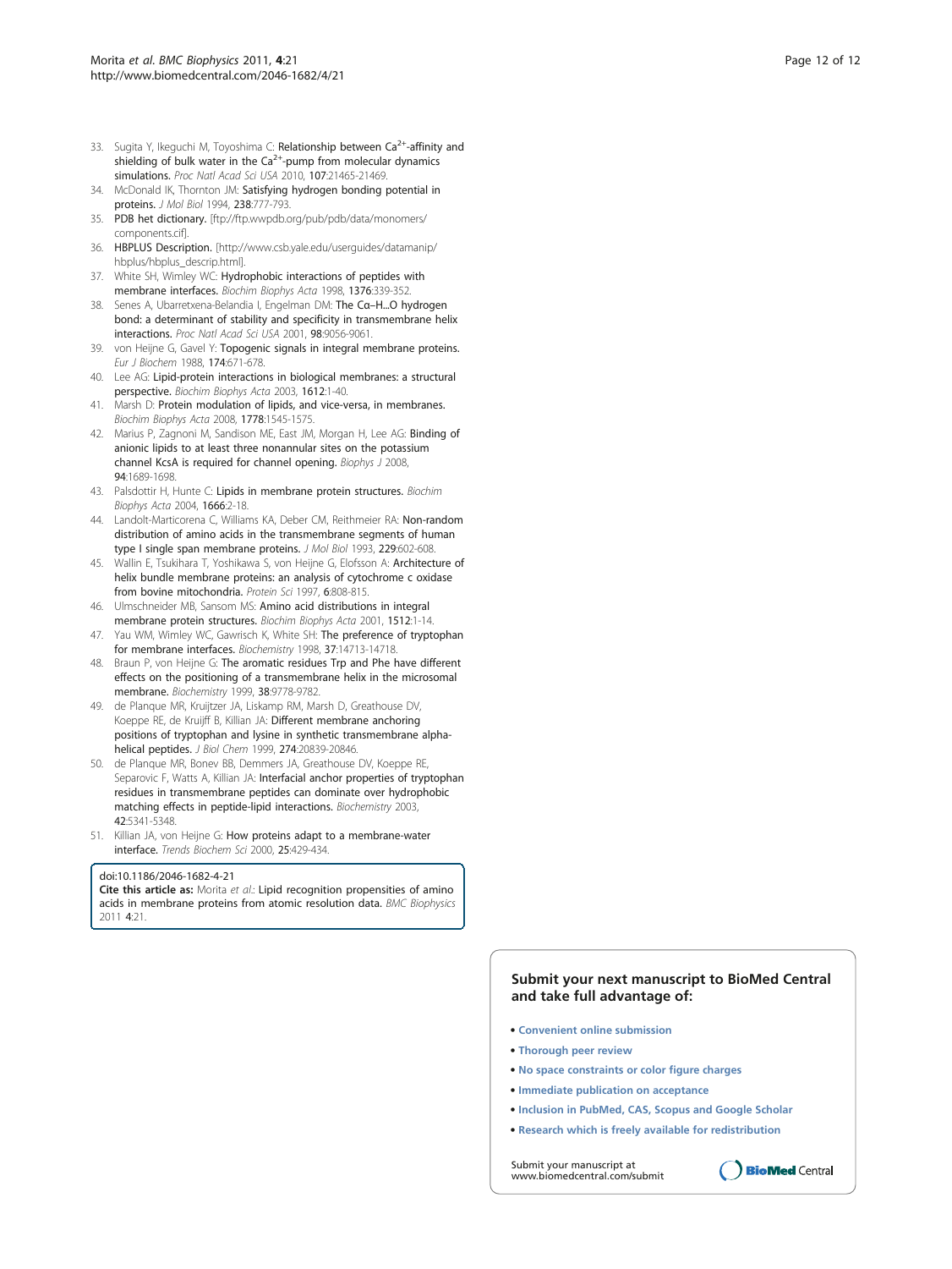33. Sugita Y, Ikeguchi M, Toyoshima C: **Relationship between $Ca^{2+}$-affinity and shielding of bulk water in the $Ca^{2+}$-pump from molecular dynamics simulations.** *Proc Natl Acad Sci USA* 2010, **107**:21465-21469.
34. McDonald IK, Thornton JM: **Satisfying hydrogen bonding potential in proteins.** *J Mol Biol* 1994, **238**:777-793.
35. **PDB het dictionary.** [ftp://ftp.wwpdb.org/pub/pdb/data/monomers/components.cif].
36. **HBPLUS Description.** [http://www.csb.yale.edu/userguides/datamanip/hbplus/hbplus_descrip.html].
37. White SH, Wimley WC: **Hydrophobic interactions of peptides with membrane interfaces.** *Biochim Biophys Acta* 1998, **1376**:339-352.
38. Senes A, Ubarretxena-Belandia I, Engelman DM: **The Cα–H...O hydrogen bond: a determinant of stability and specificity in transmembrane helix interactions.** *Proc Natl Acad Sci USA* 2001, **98**:9056-9061.
39. von Heijne G, Gavel Y: **Topogenic signals in integral membrane proteins.** *Eur J Biochem* 1988, **174**:671-678.
40. Lee AG: **Lipid-protein interactions in biological membranes: a structural perspective.** *Biochim Biophys Acta* 2003, **1612**:1-40.
41. Marsh D: **Protein modulation of lipids, and vice-versa, in membranes.** *Biochim Biophys Acta* 2008, **1778**:1545-1575.
42. Marius P, Zagnoni M, Sandison ME, East JM, Morgan H, Lee AG: **Binding of anionic lipids to at least three nonannular sites on the potassium channel KcsA is required for channel opening.** *Biophys J* 2008, **94**:1689-1698.
43. Palsdottir H, Hunte C: **Lipids in membrane protein structures.** *Biochim Biophys Acta* 2004, **1666**:2-18.
44. Landolt-Marticorena C, Williams KA, Deber CM, Reithmeier RA: **Non-random distribution of amino acids in the transmembrane segments of human type I single span membrane proteins.** *J Mol Biol* 1993, **229**:602-608.
45. Wallin E, Tsukihara T, Yoshikawa S, von Heijne G, Elofsson A: **Architecture of helix bundle membrane proteins: an analysis of cytochrome c oxidase from bovine mitochondria.** *Protein Sci* 1997, **6**:808-815.
46. Ulmschneider MB, Sansom MS: **Amino acid distributions in integral membrane protein structures.** *Biochim Biophys Acta* 2001, **1512**:1-14.
47. Yau WM, Wimley WC, Gawrisch K, White SH: **The preference of tryptophan for membrane interfaces.** *Biochemistry* 1998, **37**:14713-14718.
48. Braun P, von Heijne G: **The aromatic residues Trp and Phe have different effects on the positioning of a transmembrane helix in the microsomal membrane.** *Biochemistry* 1999, **38**:9778-9782.
49. de Planque MR, Kruijtzer JA, Liskamp RM, Marsh D, Greathouse DV, Koeppe RE, de Kruijff B, Killian JA: **Different membrane anchoring positions of tryptophan and lysine in synthetic transmembrane alpha-helical peptides.** *J Biol Chem* 1999, **274**:20839-20846.
50. de Planque MR, Bonev BB, Demmers JA, Greathouse DV, Koeppe RE, Separovic F, Watts A, Killian JA: **Interfacial anchor properties of tryptophan residues in transmembrane peptides can dominate over hydrophobic matching effects in peptide-lipid interactions.** *Biochemistry* 2003, **42**:5341-5348.
51. Killian JA, von Heijne G: **How proteins adapt to a membrane-water interface.** *Trends Biochem Sci* 2000, **25**:429-434.

doi:10.1186/2046-1682-4-21

**Cite this article as:** Morita *et al.*: Lipid recognition propensities of amino acids in membrane proteins from atomic resolution data. *BMC Biophysics* 2011 **4**:21.

**Submit your next manuscript to BioMed Central and take full advantage of:**

- Convenient online submission
- Thorough peer review
- No space constraints or color figure charges
- Immediate publication on acceptance
- Inclusion in PubMed, CAS, Scopus and Google Scholar
- Research which is freely available for redistribution

Submit your manuscript at www.biomedcentral.com/submit

BioMed Central